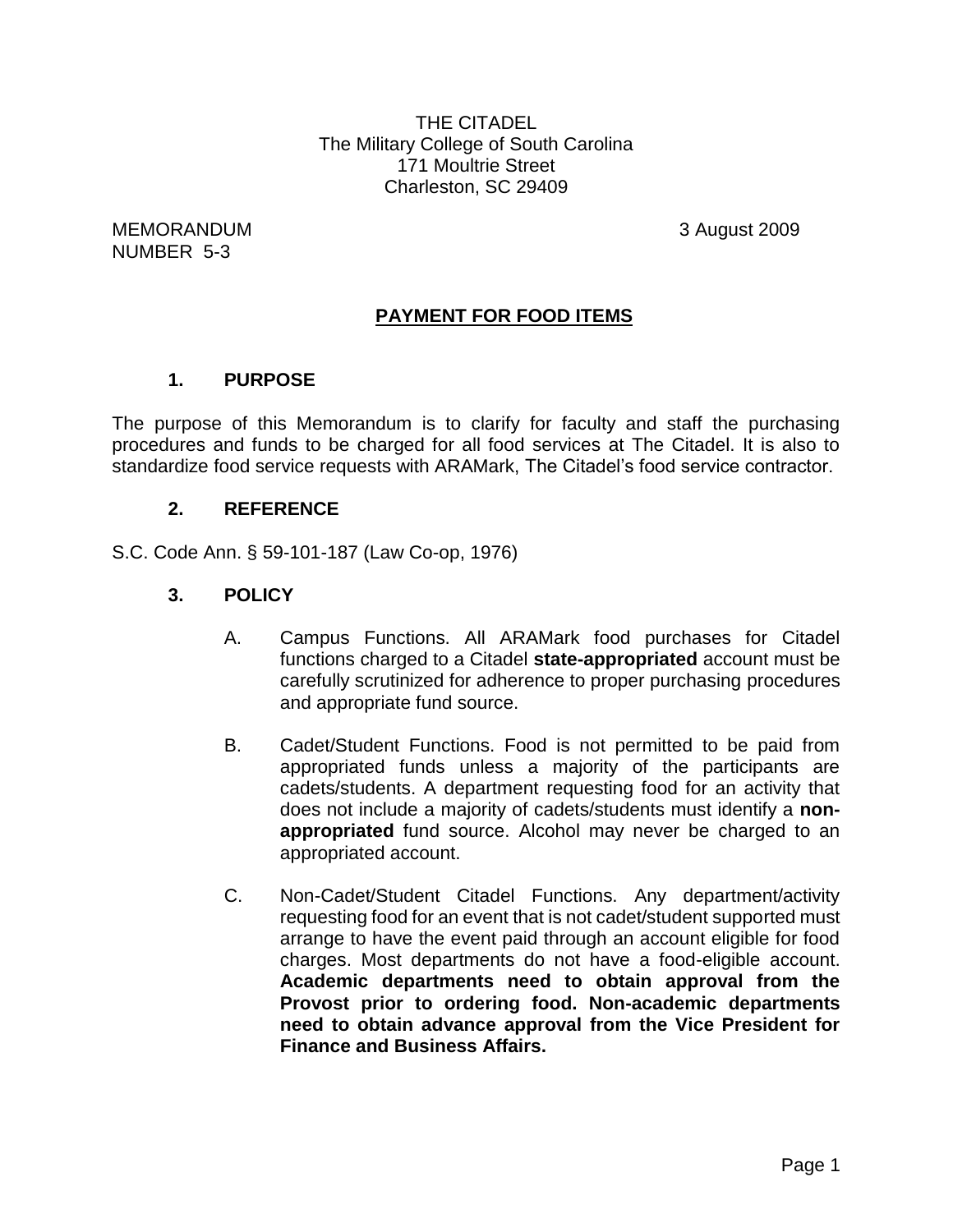THE CITADEL
The Military College of South Carolina
171 Moultrie Street
Charleston, SC 29409

MEMORANDUM
NUMBER 5-3

3 August 2009

## PAYMENT FOR FOOD ITEMS

### 1. PURPOSE

The purpose of this Memorandum is to clarify for faculty and staff the purchasing procedures and funds to be charged for all food services at The Citadel. It is also to standardize food service requests with ARAMark, The Citadel's food service contractor.

### 2. REFERENCE

S.C. Code Ann. § 59-101-187 (Law Co-op, 1976)

### 3. POLICY

A. Campus Functions. All ARAMark food purchases for Citadel functions charged to a Citadel **state-appropriated** account must be carefully scrutinized for adherence to proper purchasing procedures and appropriate fund source.

B. Cadet/Student Functions. Food is not permitted to be paid from appropriated funds unless a majority of the participants are cadets/students. A department requesting food for an activity that does not include a majority of cadets/students must identify a **non-appropriated** fund source. Alcohol may never be charged to an appropriated account.

C. Non-Cadet/Student Citadel Functions. Any department/activity requesting food for an event that is not cadet/student supported must arrange to have the event paid through an account eligible for food charges. Most departments do not have a food-eligible account. **Academic departments need to obtain approval from the Provost prior to ordering food. Non-academic departments need to obtain advance approval from the Vice President for Finance and Business Affairs.**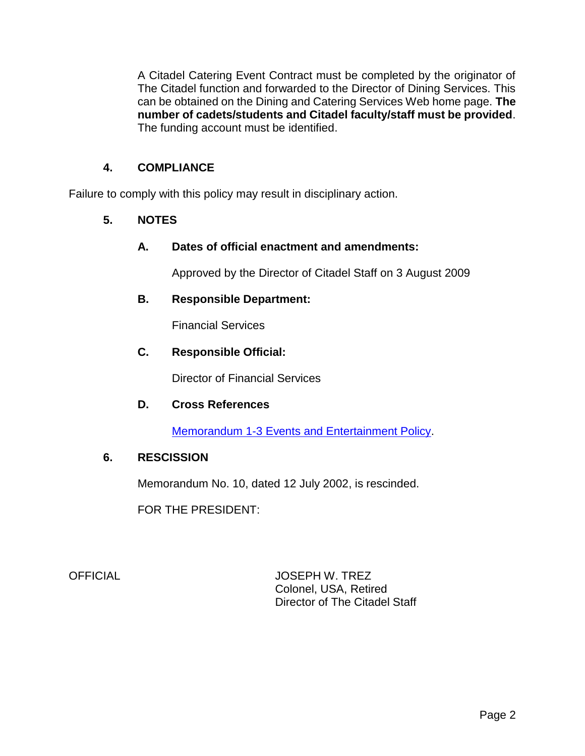A Citadel Catering Event Contract must be completed by the originator of The Citadel function and forwarded to the Director of Dining Services. This can be obtained on the Dining and Catering Services Web home page. **The number of cadets/students and Citadel faculty/staff must be provided**. The funding account must be identified.

## 4. COMPLIANCE

Failure to comply with this policy may result in disciplinary action.

## 5. NOTES

### A. Dates of official enactment and amendments:

Approved by the Director of Citadel Staff on 3 August 2009

### B. Responsible Department:

Financial Services

### C. Responsible Official:

Director of Financial Services

### D. Cross References

Memorandum 1-3 Events and Entertainment Policy.

## 6. RESCISSION

Memorandum No. 10, dated 12 July 2002, is rescinded.

FOR THE PRESIDENT:

OFFICIAL

JOSEPH W. TREZ
Colonel, USA, Retired
Director of The Citadel Staff